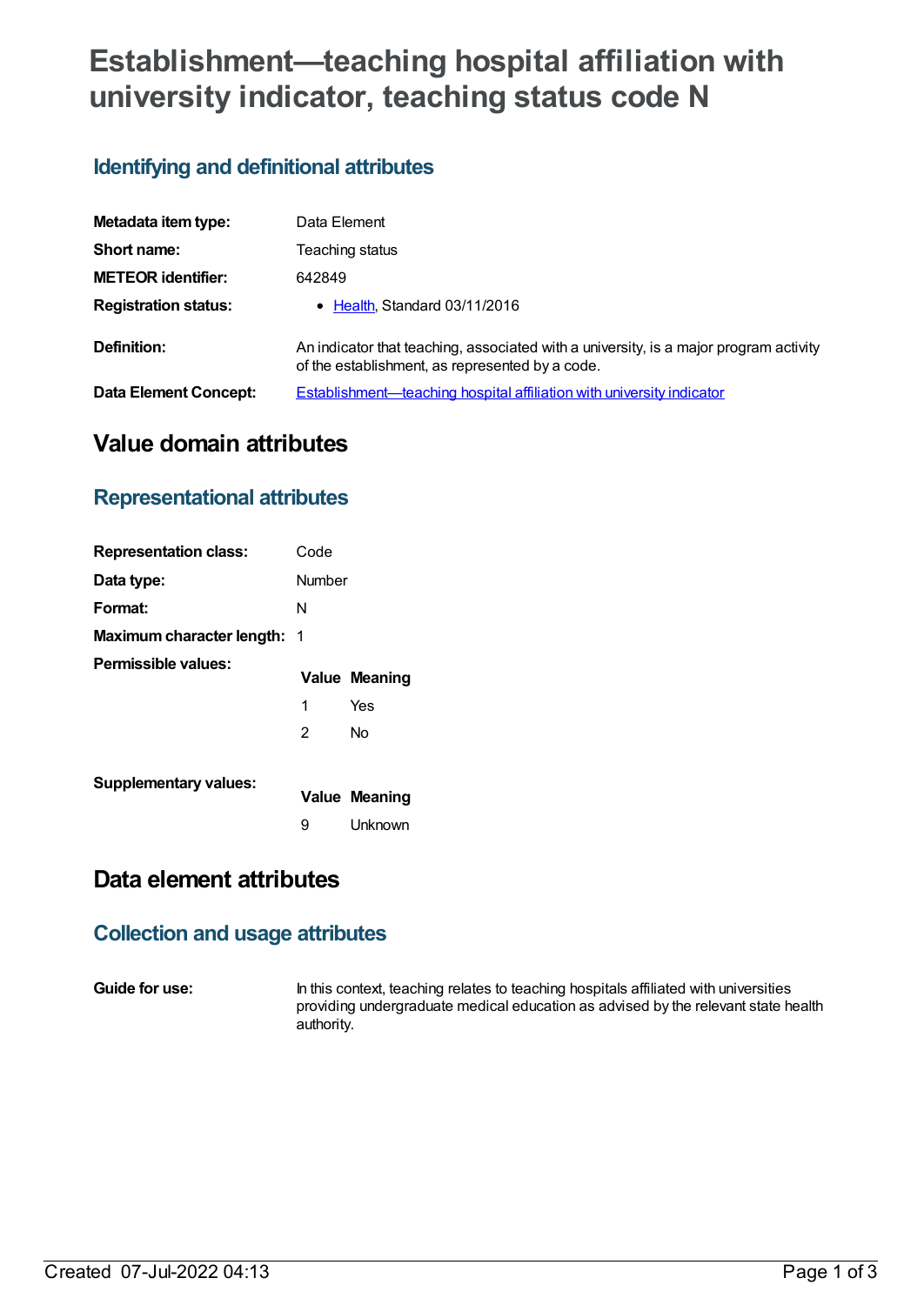# Establishment—teaching hospital affiliation with university indicator, teaching status code N

## Identifying and definitional attributes

| | |
|---|---|
| **Metadata item type:** | Data Element |
| **Short name:** | Teaching status |
| **METEOR identifier:** | 642849 |
| **Registration status:** | • Health, Standard 03/11/2016 |
| **Definition:** | An indicator that teaching, associated with a university, is a major program activity of the establishment, as represented by a code. |
| **Data Element Concept:** | Establishment—teaching hospital affiliation with university indicator |

# Value domain attributes

## Representational attributes

| | |
|---|---|
| **Representation class:** | Code |
| **Data type:** | Number |
| **Format:** | N |
| **Maximum character length:** | 1 |

**Permissible values:**

| Value | Meaning |
|---|---|
| 1 | Yes |
| 2 | No |

**Supplementary values:**

| Value | Meaning |
|---|---|
| 9 | Unknown |

# Data element attributes

## Collection and usage attributes

**Guide for use:** In this context, teaching relates to teaching hospitals affiliated with universities providing undergraduate medical education as advised by the relevant state health authority.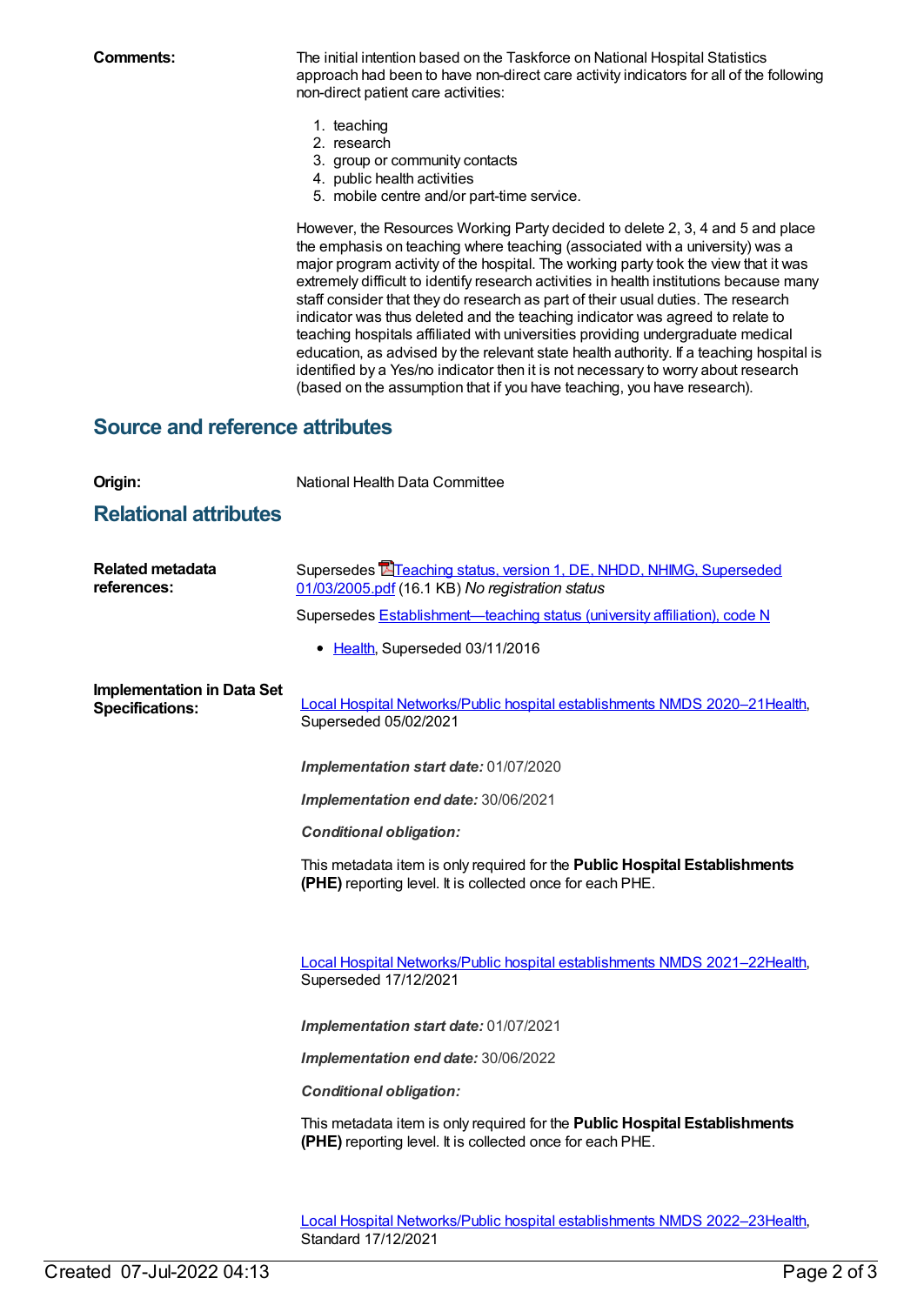**Comments:**

The initial intention based on the Taskforce on National Hospital Statistics approach had been to have non-direct care activity indicators for all of the following non-direct patient care activities:

1. teaching
2. research
3. group or community contacts
4. public health activities
5. mobile centre and/or part-time service.

However, the Resources Working Party decided to delete 2, 3, 4 and 5 and place the emphasis on teaching where teaching (associated with a university) was a major program activity of the hospital. The working party took the view that it was extremely difficult to identify research activities in health institutions because many staff consider that they do research as part of their usual duties. The research indicator was thus deleted and the teaching indicator was agreed to relate to teaching hospitals affiliated with universities providing undergraduate medical education, as advised by the relevant state health authority. If a teaching hospital is identified by a Yes/no indicator then it is not necessary to worry about research (based on the assumption that if you have teaching, you have research).

## Source and reference attributes

**Origin:** National Health Data Committee

## Relational attributes

**Related metadata references:**

Supersedes Teaching status, version 1, DE, NHDD, NHIMG, Superseded 01/03/2005.pdf (16.1 KB) *No registration status*

Supersedes Establishment—teaching status (university affiliation), code N

- Health, Superseded 03/11/2016

**Implementation in Data Set Specifications:**

Local Hospital Networks/Public hospital establishments NMDS 2020–21Health, Superseded 05/02/2021

***Implementation start date:*** 01/07/2020

***Implementation end date:*** 30/06/2021

***Conditional obligation:***

This metadata item is only required for the **Public Hospital Establishments (PHE)** reporting level. It is collected once for each PHE.

Local Hospital Networks/Public hospital establishments NMDS 2021–22Health, Superseded 17/12/2021

***Implementation start date:*** 01/07/2021

***Implementation end date:*** 30/06/2022

***Conditional obligation:***

This metadata item is only required for the **Public Hospital Establishments (PHE)** reporting level. It is collected once for each PHE.

Local Hospital Networks/Public hospital establishments NMDS 2022–23Health, Standard 17/12/2021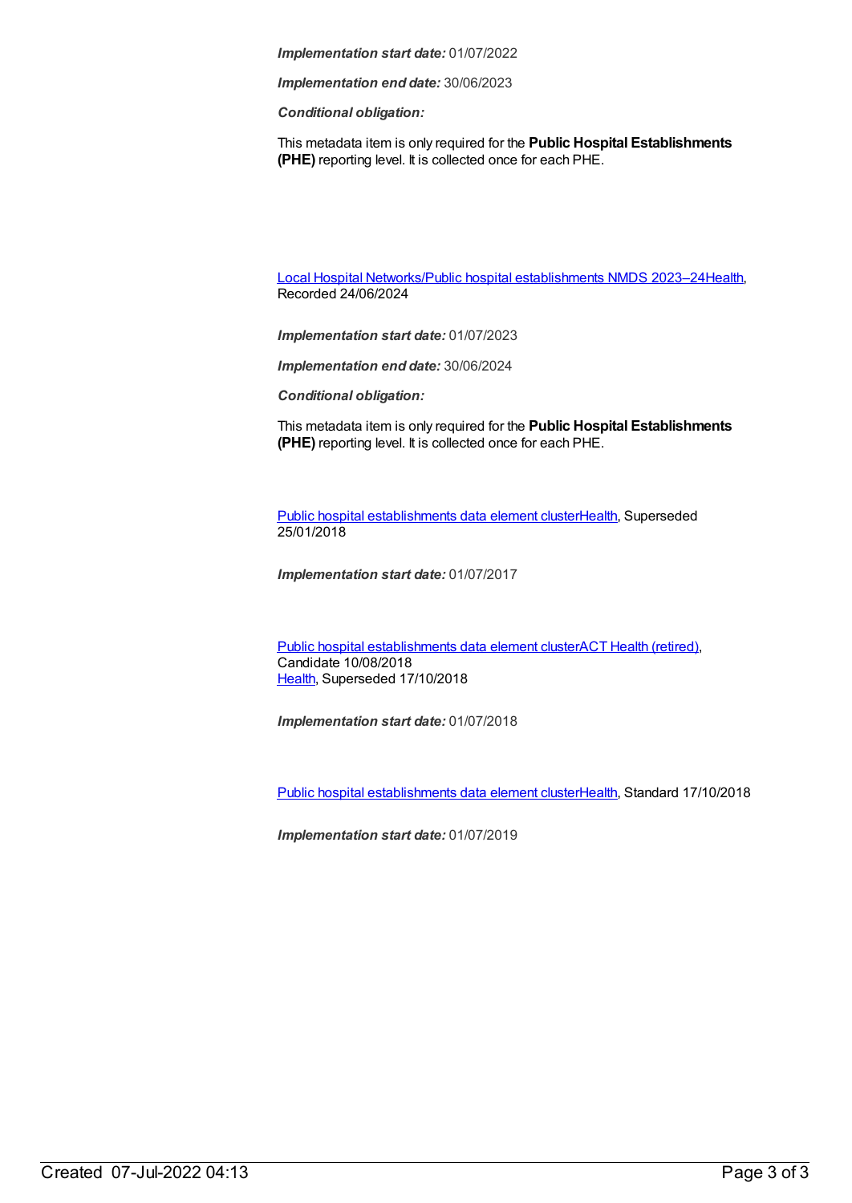***Implementation start date:*** 01/07/2022

***Implementation end date:*** 30/06/2023

***Conditional obligation:***

This metadata item is only required for the **Public Hospital Establishments (PHE)** reporting level. It is collected once for each PHE.

[Local Hospital Networks/Public hospital establishments NMDS 2023–24Health](), Recorded 24/06/2024

***Implementation start date:*** 01/07/2023

***Implementation end date:*** 30/06/2024

***Conditional obligation:***

This metadata item is only required for the **Public Hospital Establishments (PHE)** reporting level. It is collected once for each PHE.

[Public hospital establishments data element clusterHealth](), Superseded 25/01/2018

***Implementation start date:*** 01/07/2017

[Public hospital establishments data element clusterACT Health (retired)](), Candidate 10/08/2018
[Health](), Superseded 17/10/2018

***Implementation start date:*** 01/07/2018

[Public hospital establishments data element clusterHealth](), Standard 17/10/2018

***Implementation start date:*** 01/07/2019